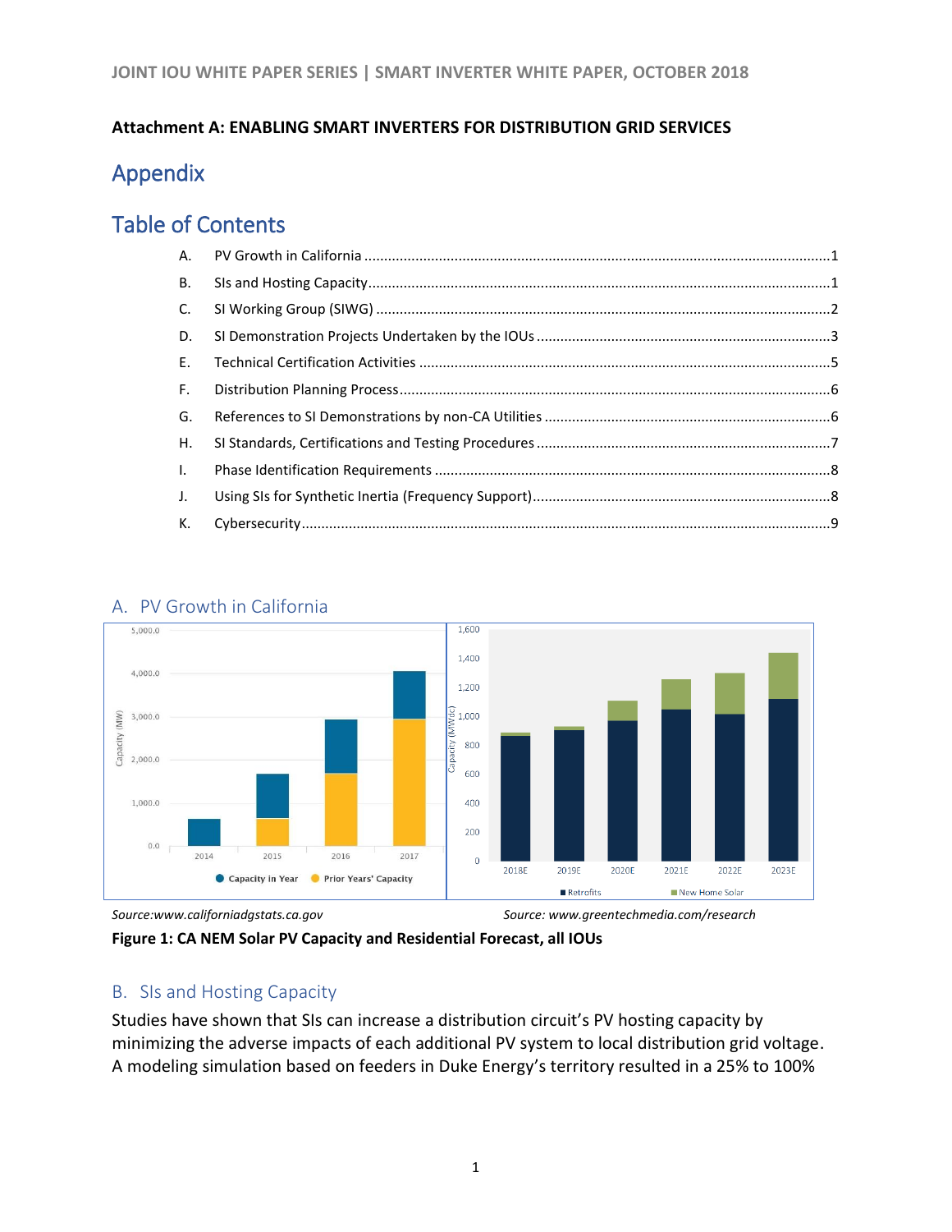**Attachment A: ENABLING SMART INVERTERS FOR DISTRIBUTION GRID SERVICES**

# Appendix

## Table of Contents

- A. PV Growth in California .....1
- B. SIs and Hosting Capacity .....1
- C. SI Working Group (SIWG) .....2
- D. SI Demonstration Projects Undertaken by the IOUs .....3
- E. Technical Certification Activities .....5
- F. Distribution Planning Process .....6
- G. References to SI Demonstrations by non-CA Utilities .....6
- H. SI Standards, Certifications and Testing Procedures .....7
- I. Phase Identification Requirements .....8
- J. Using SIs for Synthetic Inertia (Frequency Support) .....8
- K. Cybersecurity .....9

## A. PV Growth in California

*Source:www.californiadgstats.ca.gov* *Source: www.greentechmedia.com/research*

**Figure 1: CA NEM Solar PV Capacity and Residential Forecast, all IOUs**

## B. SIs and Hosting Capacity

Studies have shown that SIs can increase a distribution circuit's PV hosting capacity by minimizing the adverse impacts of each additional PV system to local distribution grid voltage. A modeling simulation based on feeders in Duke Energy's territory resulted in a 25% to 100%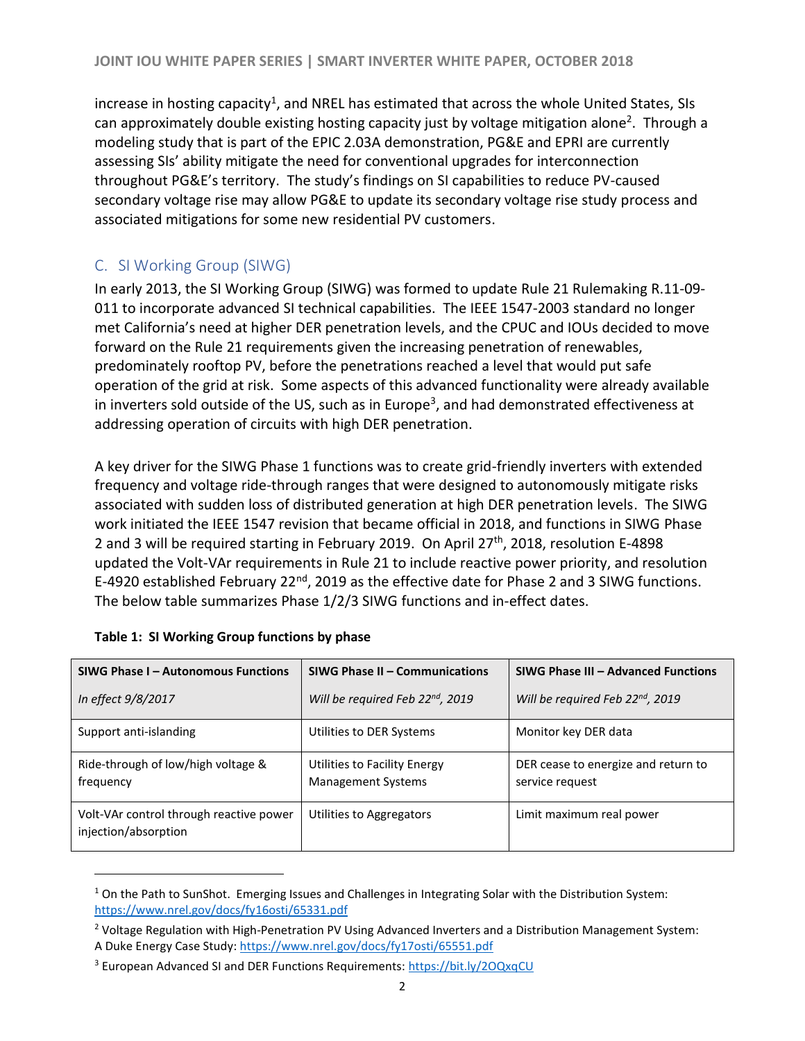increase in hosting capacity[1], and NREL has estimated that across the whole United States, SIs can approximately double existing hosting capacity just by voltage mitigation alone[2]. Through a modeling study that is part of the EPIC 2.03A demonstration, PG&E and EPRI are currently assessing SIs' ability mitigate the need for conventional upgrades for interconnection throughout PG&E's territory. The study's findings on SI capabilities to reduce PV-caused secondary voltage rise may allow PG&E to update its secondary voltage rise study process and associated mitigations for some new residential PV customers.

## C. SI Working Group (SIWG)

In early 2013, the SI Working Group (SIWG) was formed to update Rule 21 Rulemaking R.11-09-011 to incorporate advanced SI technical capabilities. The IEEE 1547-2003 standard no longer met California's need at higher DER penetration levels, and the CPUC and IOUs decided to move forward on the Rule 21 requirements given the increasing penetration of renewables, predominately rooftop PV, before the penetrations reached a level that would put safe operation of the grid at risk. Some aspects of this advanced functionality were already available in inverters sold outside of the US, such as in Europe[3], and had demonstrated effectiveness at addressing operation of circuits with high DER penetration.

A key driver for the SIWG Phase 1 functions was to create grid-friendly inverters with extended frequency and voltage ride-through ranges that were designed to autonomously mitigate risks associated with sudden loss of distributed generation at high DER penetration levels. The SIWG work initiated the IEEE 1547 revision that became official in 2018, and functions in SIWG Phase 2 and 3 will be required starting in February 2019. On April 27th, 2018, resolution E-4898 updated the Volt-VAr requirements in Rule 21 to include reactive power priority, and resolution E-4920 established February 22nd, 2019 as the effective date for Phase 2 and 3 SIWG functions. The below table summarizes Phase 1/2/3 SIWG functions and in-effect dates.

**Table 1: SI Working Group functions by phase**

| **SIWG Phase I – Autonomous Functions**<br>*In effect 9/8/2017* | **SIWG Phase II – Communications**<br>*Will be required Feb 22nd, 2019* | **SIWG Phase III – Advanced Functions**<br>*Will be required Feb 22nd, 2019* |
|---|---|---|
| Support anti-islanding | Utilities to DER Systems | Monitor key DER data |
| Ride-through of low/high voltage & frequency | Utilities to Facility Energy Management Systems | DER cease to energize and return to service request |
| Volt-VAr control through reactive power injection/absorption | Utilities to Aggregators | Limit maximum real power |

[1] On the Path to SunShot. Emerging Issues and Challenges in Integrating Solar with the Distribution System: https://www.nrel.gov/docs/fy16osti/65331.pdf

[2] Voltage Regulation with High-Penetration PV Using Advanced Inverters and a Distribution Management System: A Duke Energy Case Study: https://www.nrel.gov/docs/fy17osti/65551.pdf

[3] European Advanced SI and DER Functions Requirements: https://bit.ly/2OQxqCU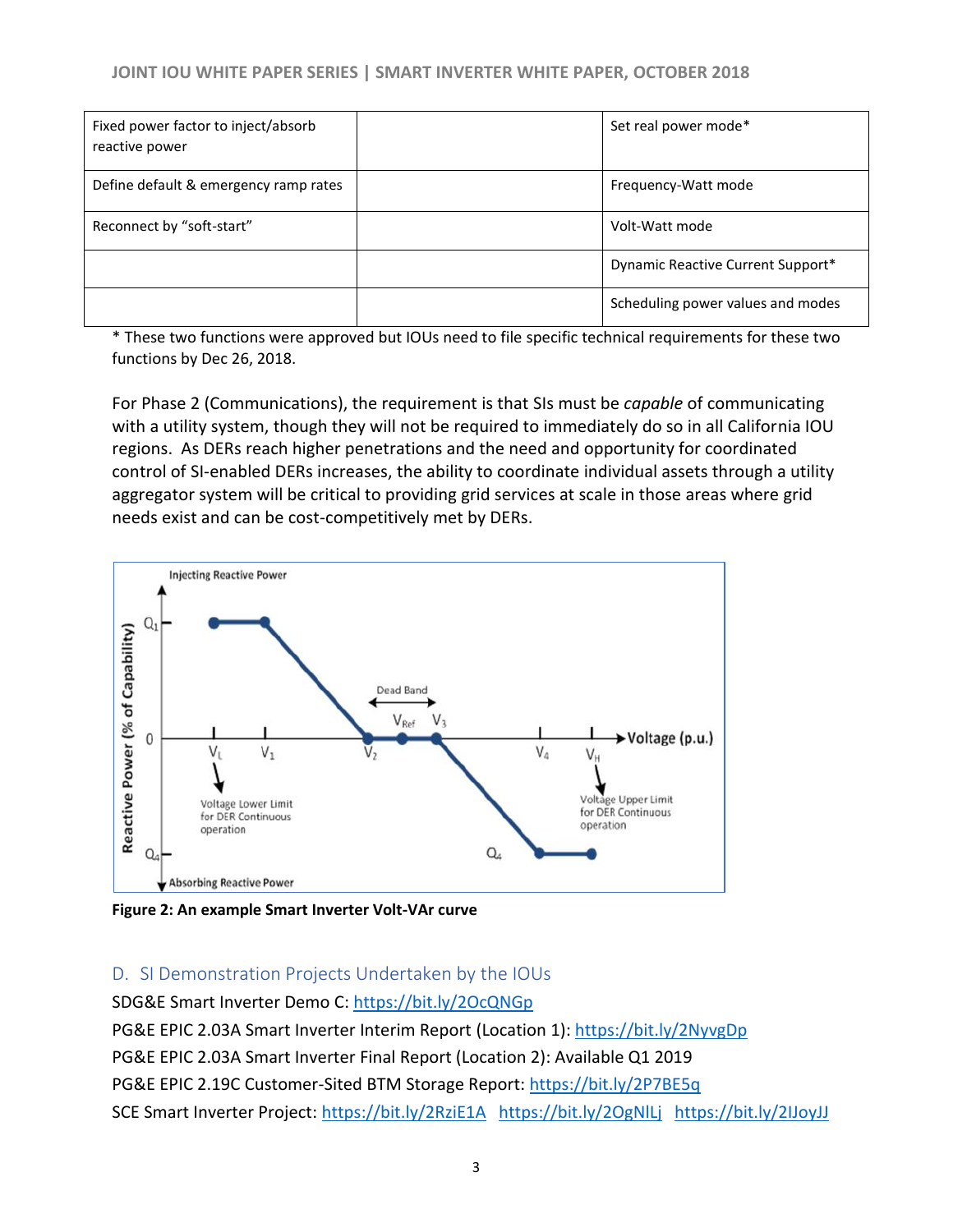| Fixed power factor to inject/absorb reactive power | | Set real power mode* |
|---|---|---|
| Define default & emergency ramp rates | | Frequency-Watt mode |
| Reconnect by “soft-start” | | Volt-Watt mode |
| | | Dynamic Reactive Current Support* |
| | | Scheduling power values and modes |

* These two functions were approved but IOUs need to file specific technical requirements for these two functions by Dec 26, 2018.

For Phase 2 (Communications), the requirement is that SIs must be *capable* of communicating with a utility system, though they will not be required to immediately do so in all California IOU regions. As DERs reach higher penetrations and the need and opportunity for coordinated control of SI-enabled DERs increases, the ability to coordinate individual assets through a utility aggregator system will be critical to providing grid services at scale in those areas where grid needs exist and can be cost-competitively met by DERs.

**Figure 2: An example Smart Inverter Volt-VAr curve**

## D. SI Demonstration Projects Undertaken by the IOUs

SDG&E Smart Inverter Demo C: https://bit.ly/2OcQNGp
PG&E EPIC 2.03A Smart Inverter Interim Report (Location 1): https://bit.ly/2NyvgDp
PG&E EPIC 2.03A Smart Inverter Final Report (Location 2): Available Q1 2019
PG&E EPIC 2.19C Customer-Sited BTM Storage Report: https://bit.ly/2P7BE5q
SCE Smart Inverter Project: https://bit.ly/2RziE1A https://bit.ly/2OgNlLj https://bit.ly/2IJoyJJ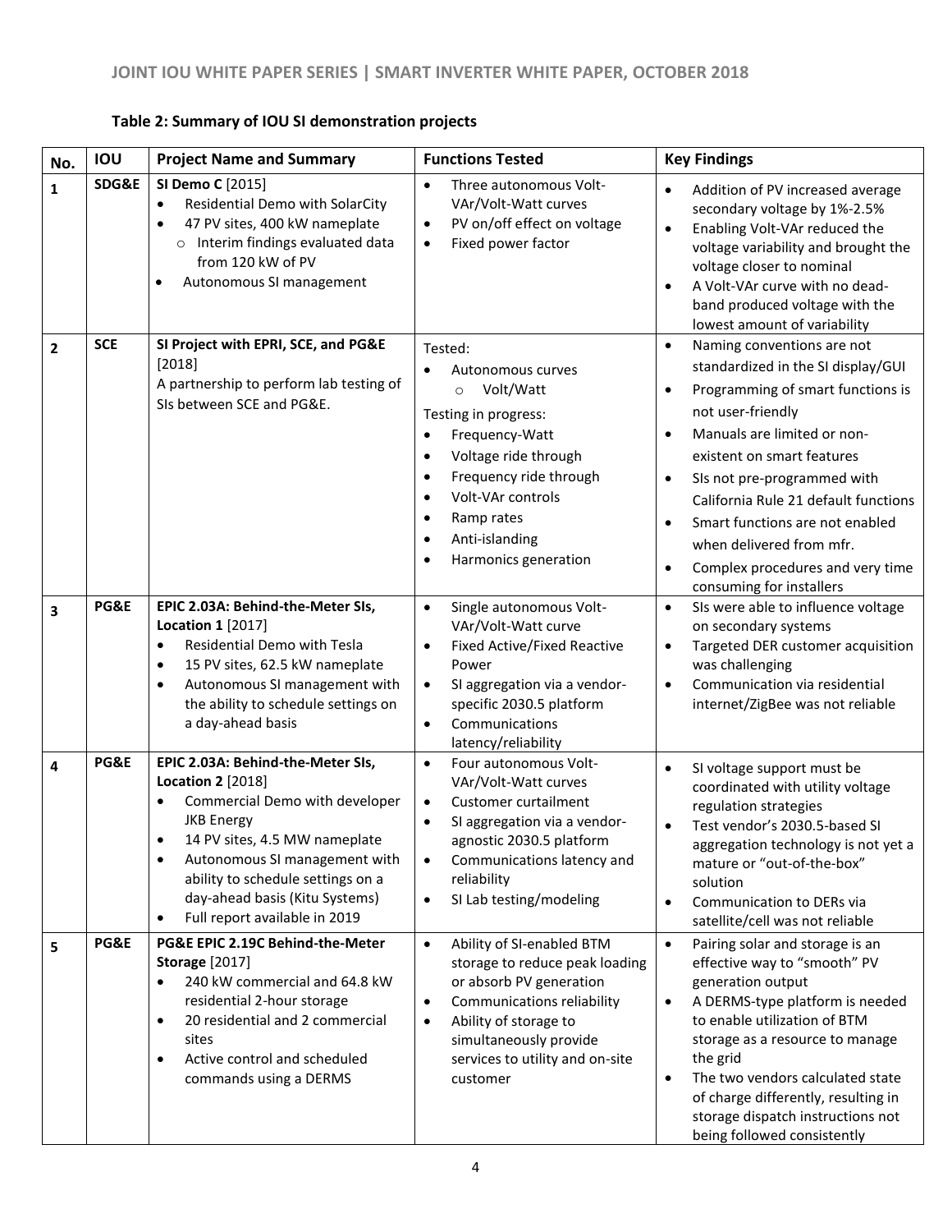**Table 2: Summary of IOU SI demonstration projects**

| No. | IOU | Project Name and Summary | Functions Tested | Key Findings |
|---|---|---|---|---|
| 1 | SDG&E | **SI Demo C** [2015]<br>• Residential Demo with SolarCity<br>• 47 PV sites, 400 kW nameplate<br>  ○ Interim findings evaluated data from 120 kW of PV<br>• Autonomous SI management | • Three autonomous Volt-VAr/Volt-Watt curves<br>• PV on/off effect on voltage<br>• Fixed power factor | • Addition of PV increased average secondary voltage by 1%-2.5%<br>• Enabling Volt-VAr reduced the voltage variability and brought the voltage closer to nominal<br>• A Volt-VAr curve with no dead-band produced voltage with the lowest amount of variability |
| 2 | SCE | **SI Project with EPRI, SCE, and PG&E** [2018]<br>A partnership to perform lab testing of SIs between SCE and PG&E. | Tested:<br>• Autonomous curves<br>  ○ Volt/Watt<br>Testing in progress:<br>• Frequency-Watt<br>• Voltage ride through<br>• Frequency ride through<br>• Volt-VAr controls<br>• Ramp rates<br>• Anti-islanding<br>• Harmonics generation | • Naming conventions are not standardized in the SI display/GUI<br>• Programming of smart functions is not user-friendly<br>• Manuals are limited or non-existent on smart features<br>• SIs not pre-programmed with California Rule 21 default functions<br>• Smart functions are not enabled when delivered from mfr.<br>• Complex procedures and very time consuming for installers |
| 3 | PG&E | **EPIC 2.03A: Behind-the-Meter SIs, Location 1** [2017]<br>• Residential Demo with Tesla<br>• 15 PV sites, 62.5 kW nameplate<br>• Autonomous SI management with the ability to schedule settings on a day-ahead basis | • Single autonomous Volt-VAr/Volt-Watt curve<br>• Fixed Active/Fixed Reactive Power<br>• SI aggregation via a vendor-specific 2030.5 platform<br>• Communications latency/reliability | • SIs were able to influence voltage on secondary systems<br>• Targeted DER customer acquisition was challenging<br>• Communication via residential internet/ZigBee was not reliable |
| 4 | PG&E | **EPIC 2.03A: Behind-the-Meter SIs, Location 2** [2018]<br>• Commercial Demo with developer JKB Energy<br>• 14 PV sites, 4.5 MW nameplate<br>• Autonomous SI management with ability to schedule settings on a day-ahead basis (Kitu Systems)<br>• Full report available in 2019 | • Four autonomous Volt-VAr/Volt-Watt curves<br>• Customer curtailment<br>• SI aggregation via a vendor-agnostic 2030.5 platform<br>• Communications latency and reliability<br>• SI Lab testing/modeling | • SI voltage support must be coordinated with utility voltage regulation strategies<br>• Test vendor's 2030.5-based SI aggregation technology is not yet a mature or "out-of-the-box" solution<br>• Communication to DERs via satellite/cell was not reliable |
| 5 | PG&E | **PG&E EPIC 2.19C Behind-the-Meter Storage** [2017]<br>• 240 kW commercial and 64.8 kW residential 2-hour storage<br>• 20 residential and 2 commercial sites<br>• Active control and scheduled commands using a DERMS | • Ability of SI-enabled BTM storage to reduce peak loading or absorb PV generation<br>• Communications reliability<br>• Ability of storage to simultaneously provide services to utility and on-site customer | • Pairing solar and storage is an effective way to "smooth" PV generation output<br>• A DERMS-type platform is needed to enable utilization of BTM storage as a resource to manage the grid<br>• The two vendors calculated state of charge differently, resulting in storage dispatch instructions not being followed consistently |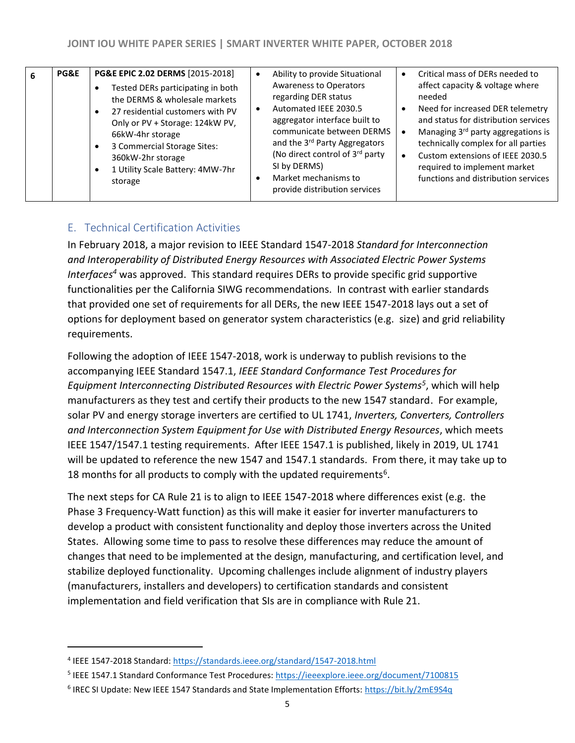| 6 | PG&E | **PG&E EPIC 2.02 DERMS** [2015-2018]<br>• Tested DERs participating in both the DERMS & wholesale markets<br>• 27 residential customers with PV Only or PV + Storage: 124kW PV, 66kW-4hr storage<br>• 3 Commercial Storage Sites: 360kW-2hr storage<br>• 1 Utility Scale Battery: 4MW-7hr storage | • Ability to provide Situational Awareness to Operators regarding DER status<br>• Automated IEEE 2030.5 aggregator interface built to communicate between DERMS and the 3rd Party Aggregators (No direct control of 3rd party SI by DERMS)<br>• Market mechanisms to provide distribution services | • Critical mass of DERs needed to affect capacity & voltage where needed<br>• Need for increased DER telemetry and status for distribution services<br>• Managing 3rd party aggregations is technically complex for all parties<br>• Custom extensions of IEEE 2030.5 required to implement market functions and distribution services |
|---|---|---|---|---|

## E. Technical Certification Activities

In February 2018, a major revision to IEEE Standard 1547-2018 *Standard for Interconnection and Interoperability of Distributed Energy Resources with Associated Electric Power Systems Interfaces*[4] was approved. This standard requires DERs to provide specific grid supportive functionalities per the California SIWG recommendations. In contrast with earlier standards that provided one set of requirements for all DERs, the new IEEE 1547-2018 lays out a set of options for deployment based on generator system characteristics (e.g. size) and grid reliability requirements.

Following the adoption of IEEE 1547-2018, work is underway to publish revisions to the accompanying IEEE Standard 1547.1, *IEEE Standard Conformance Test Procedures for Equipment Interconnecting Distributed Resources with Electric Power Systems*[5], which will help manufacturers as they test and certify their products to the new 1547 standard. For example, solar PV and energy storage inverters are certified to UL 1741, *Inverters, Converters, Controllers and Interconnection System Equipment for Use with Distributed Energy Resources*, which meets IEEE 1547/1547.1 testing requirements. After IEEE 1547.1 is published, likely in 2019, UL 1741 will be updated to reference the new 1547 and 1547.1 standards. From there, it may take up to 18 months for all products to comply with the updated requirements[6].

The next steps for CA Rule 21 is to align to IEEE 1547-2018 where differences exist (e.g. the Phase 3 Frequency-Watt function) as this will make it easier for inverter manufacturers to develop a product with consistent functionality and deploy those inverters across the United States. Allowing some time to pass to resolve these differences may reduce the amount of changes that need to be implemented at the design, manufacturing, and certification level, and stabilize deployed functionality. Upcoming challenges include alignment of industry players (manufacturers, installers and developers) to certification standards and consistent implementation and field verification that SIs are in compliance with Rule 21.

---

[4] IEEE 1547-2018 Standard: https://standards.ieee.org/standard/1547-2018.html

[5] IEEE 1547.1 Standard Conformance Test Procedures: https://ieeexplore.ieee.org/document/7100815

[6] IREC SI Update: New IEEE 1547 Standards and State Implementation Efforts: https://bit.ly/2mE9S4q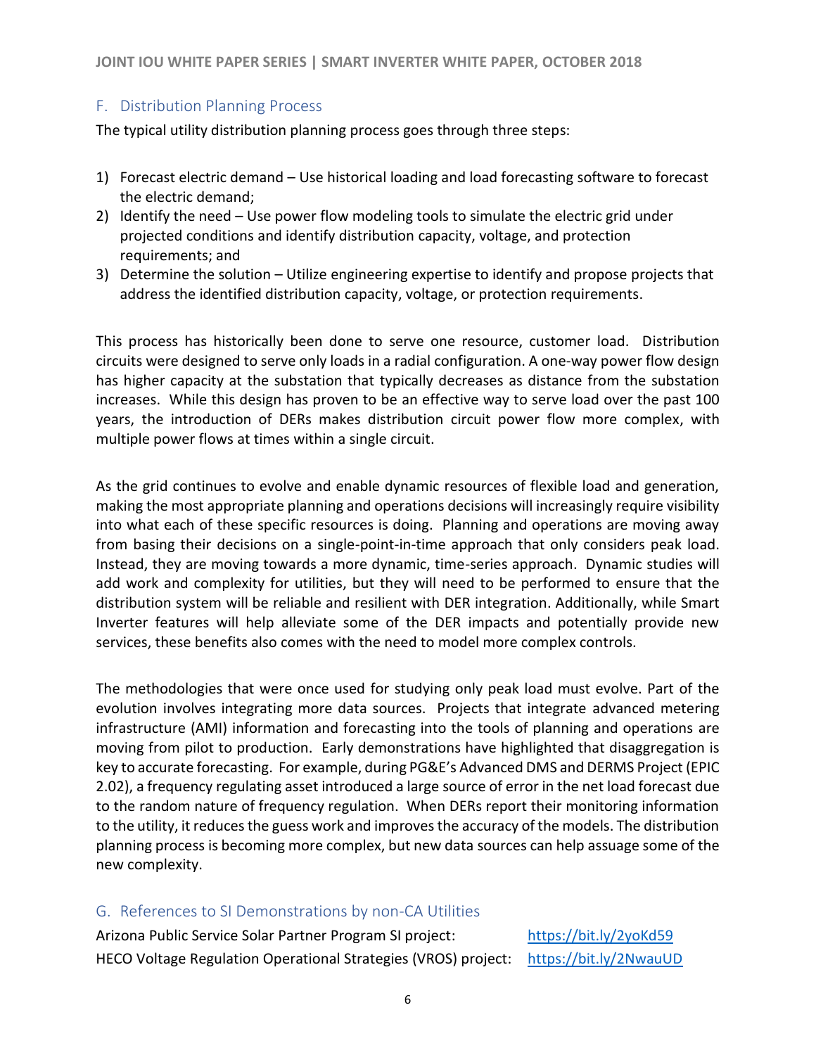## F. Distribution Planning Process

The typical utility distribution planning process goes through three steps:

1) Forecast electric demand – Use historical loading and load forecasting software to forecast the electric demand;
2) Identify the need – Use power flow modeling tools to simulate the electric grid under projected conditions and identify distribution capacity, voltage, and protection requirements; and
3) Determine the solution – Utilize engineering expertise to identify and propose projects that address the identified distribution capacity, voltage, or protection requirements.

This process has historically been done to serve one resource, customer load. Distribution circuits were designed to serve only loads in a radial configuration. A one-way power flow design has higher capacity at the substation that typically decreases as distance from the substation increases. While this design has proven to be an effective way to serve load over the past 100 years, the introduction of DERs makes distribution circuit power flow more complex, with multiple power flows at times within a single circuit.

As the grid continues to evolve and enable dynamic resources of flexible load and generation, making the most appropriate planning and operations decisions will increasingly require visibility into what each of these specific resources is doing. Planning and operations are moving away from basing their decisions on a single-point-in-time approach that only considers peak load. Instead, they are moving towards a more dynamic, time-series approach. Dynamic studies will add work and complexity for utilities, but they will need to be performed to ensure that the distribution system will be reliable and resilient with DER integration. Additionally, while Smart Inverter features will help alleviate some of the DER impacts and potentially provide new services, these benefits also comes with the need to model more complex controls.

The methodologies that were once used for studying only peak load must evolve. Part of the evolution involves integrating more data sources. Projects that integrate advanced metering infrastructure (AMI) information and forecasting into the tools of planning and operations are moving from pilot to production. Early demonstrations have highlighted that disaggregation is key to accurate forecasting. For example, during PG&E's Advanced DMS and DERMS Project (EPIC 2.02), a frequency regulating asset introduced a large source of error in the net load forecast due to the random nature of frequency regulation. When DERs report their monitoring information to the utility, it reduces the guess work and improves the accuracy of the models. The distribution planning process is becoming more complex, but new data sources can help assuage some of the new complexity.

## G. References to SI Demonstrations by non-CA Utilities

Arizona Public Service Solar Partner Program SI project: https://bit.ly/2yoKd59

HECO Voltage Regulation Operational Strategies (VROS) project: https://bit.ly/2NwauUD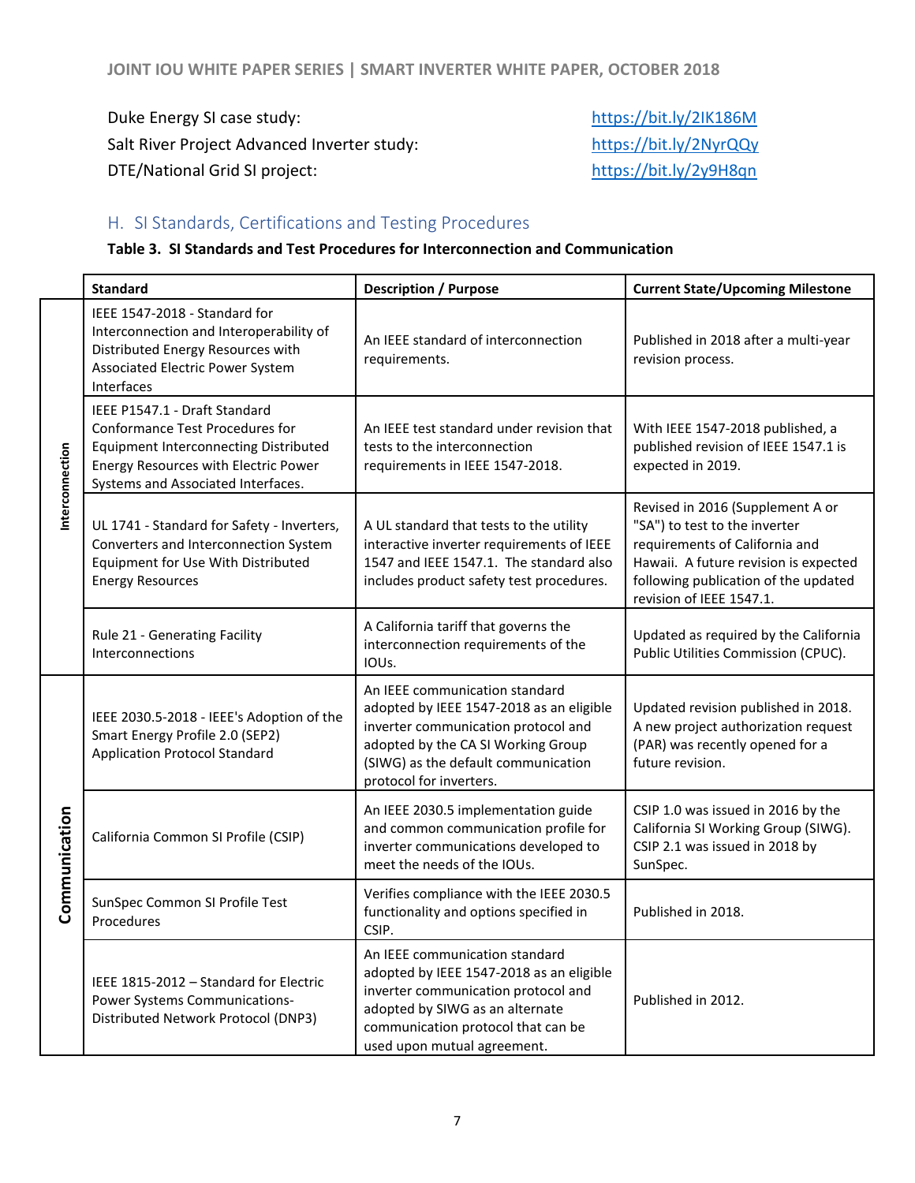Duke Energy SI case study: https://bit.ly/2IK186M
Salt River Project Advanced Inverter study: https://bit.ly/2NyrQQy
DTE/National Grid SI project: https://bit.ly/2y9H8qn

## H. SI Standards, Certifications and Testing Procedures

**Table 3. SI Standards and Test Procedures for Interconnection and Communication**

| | Standard | Description / Purpose | Current State/Upcoming Milestone |
|---|---|---|---|
| Interconnection | IEEE 1547-2018 - Standard for Interconnection and Interoperability of Distributed Energy Resources with Associated Electric Power System Interfaces | An IEEE standard of interconnection requirements. | Published in 2018 after a multi-year revision process. |
| | IEEE P1547.1 - Draft Standard Conformance Test Procedures for Equipment Interconnecting Distributed Energy Resources with Electric Power Systems and Associated Interfaces. | An IEEE test standard under revision that tests to the interconnection requirements in IEEE 1547-2018. | With IEEE 1547-2018 published, a published revision of IEEE 1547.1 is expected in 2019. |
| | UL 1741 - Standard for Safety - Inverters, Converters and Interconnection System Equipment for Use With Distributed Energy Resources | A UL standard that tests to the utility interactive inverter requirements of IEEE 1547 and IEEE 1547.1. The standard also includes product safety test procedures. | Revised in 2016 (Supplement A or "SA") to test to the inverter requirements of California and Hawaii. A future revision is expected following publication of the updated revision of IEEE 1547.1. |
| | Rule 21 - Generating Facility Interconnections | A California tariff that governs the interconnection requirements of the IOUs. | Updated as required by the California Public Utilities Commission (CPUC). |
| Communication | IEEE 2030.5-2018 - IEEE's Adoption of the Smart Energy Profile 2.0 (SEP2) Application Protocol Standard | An IEEE communication standard adopted by IEEE 1547-2018 as an eligible inverter communication protocol and adopted by the CA SI Working Group (SIWG) as the default communication protocol for inverters. | Updated revision published in 2018. A new project authorization request (PAR) was recently opened for a future revision. |
| | California Common SI Profile (CSIP) | An IEEE 2030.5 implementation guide and common communication profile for inverter communications developed to meet the needs of the IOUs. | CSIP 1.0 was issued in 2016 by the California SI Working Group (SIWG). CSIP 2.1 was issued in 2018 by SunSpec. |
| | SunSpec Common SI Profile Test Procedures | Verifies compliance with the IEEE 2030.5 functionality and options specified in CSIP. | Published in 2018. |
| | IEEE 1815-2012 – Standard for Electric Power Systems Communications-Distributed Network Protocol (DNP3) | An IEEE communication standard adopted by IEEE 1547-2018 as an eligible inverter communication protocol and adopted by SIWG as an alternate communication protocol that can be used upon mutual agreement. | Published in 2012. |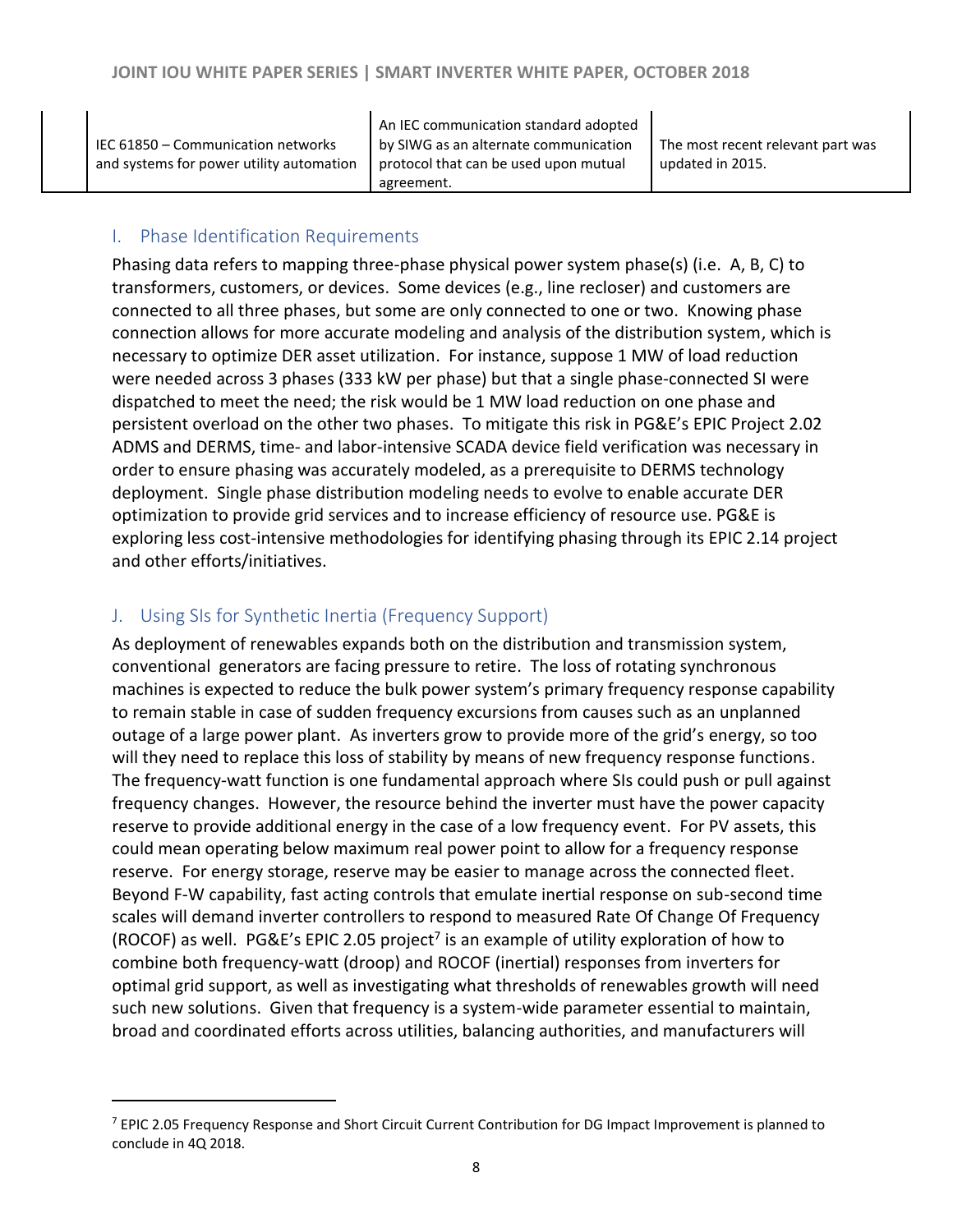| | | | |
|---|---|---|---|
| | IEC 61850 – Communication networks and systems for power utility automation | An IEC communication standard adopted by SIWG as an alternate communication protocol that can be used upon mutual agreement. | The most recent relevant part was updated in 2015. |

## I. Phase Identification Requirements

Phasing data refers to mapping three-phase physical power system phase(s) (i.e. A, B, C) to transformers, customers, or devices. Some devices (e.g., line recloser) and customers are connected to all three phases, but some are only connected to one or two. Knowing phase connection allows for more accurate modeling and analysis of the distribution system, which is necessary to optimize DER asset utilization. For instance, suppose 1 MW of load reduction were needed across 3 phases (333 kW per phase) but that a single phase-connected SI were dispatched to meet the need; the risk would be 1 MW load reduction on one phase and persistent overload on the other two phases. To mitigate this risk in PG&E's EPIC Project 2.02 ADMS and DERMS, time- and labor-intensive SCADA device field verification was necessary in order to ensure phasing was accurately modeled, as a prerequisite to DERMS technology deployment. Single phase distribution modeling needs to evolve to enable accurate DER optimization to provide grid services and to increase efficiency of resource use. PG&E is exploring less cost-intensive methodologies for identifying phasing through its EPIC 2.14 project and other efforts/initiatives.

## J. Using SIs for Synthetic Inertia (Frequency Support)

As deployment of renewables expands both on the distribution and transmission system, conventional generators are facing pressure to retire. The loss of rotating synchronous machines is expected to reduce the bulk power system's primary frequency response capability to remain stable in case of sudden frequency excursions from causes such as an unplanned outage of a large power plant. As inverters grow to provide more of the grid's energy, so too will they need to replace this loss of stability by means of new frequency response functions. The frequency-watt function is one fundamental approach where SIs could push or pull against frequency changes. However, the resource behind the inverter must have the power capacity reserve to provide additional energy in the case of a low frequency event. For PV assets, this could mean operating below maximum real power point to allow for a frequency response reserve. For energy storage, reserve may be easier to manage across the connected fleet. Beyond F-W capability, fast acting controls that emulate inertial response on sub-second time scales will demand inverter controllers to respond to measured Rate Of Change Of Frequency (ROCOF) as well. PG&E's EPIC 2.05 project[7] is an example of utility exploration of how to combine both frequency-watt (droop) and ROCOF (inertial) responses from inverters for optimal grid support, as well as investigating what thresholds of renewables growth will need such new solutions. Given that frequency is a system-wide parameter essential to maintain, broad and coordinated efforts across utilities, balancing authorities, and manufacturers will

[7] EPIC 2.05 Frequency Response and Short Circuit Current Contribution for DG Impact Improvement is planned to conclude in 4Q 2018.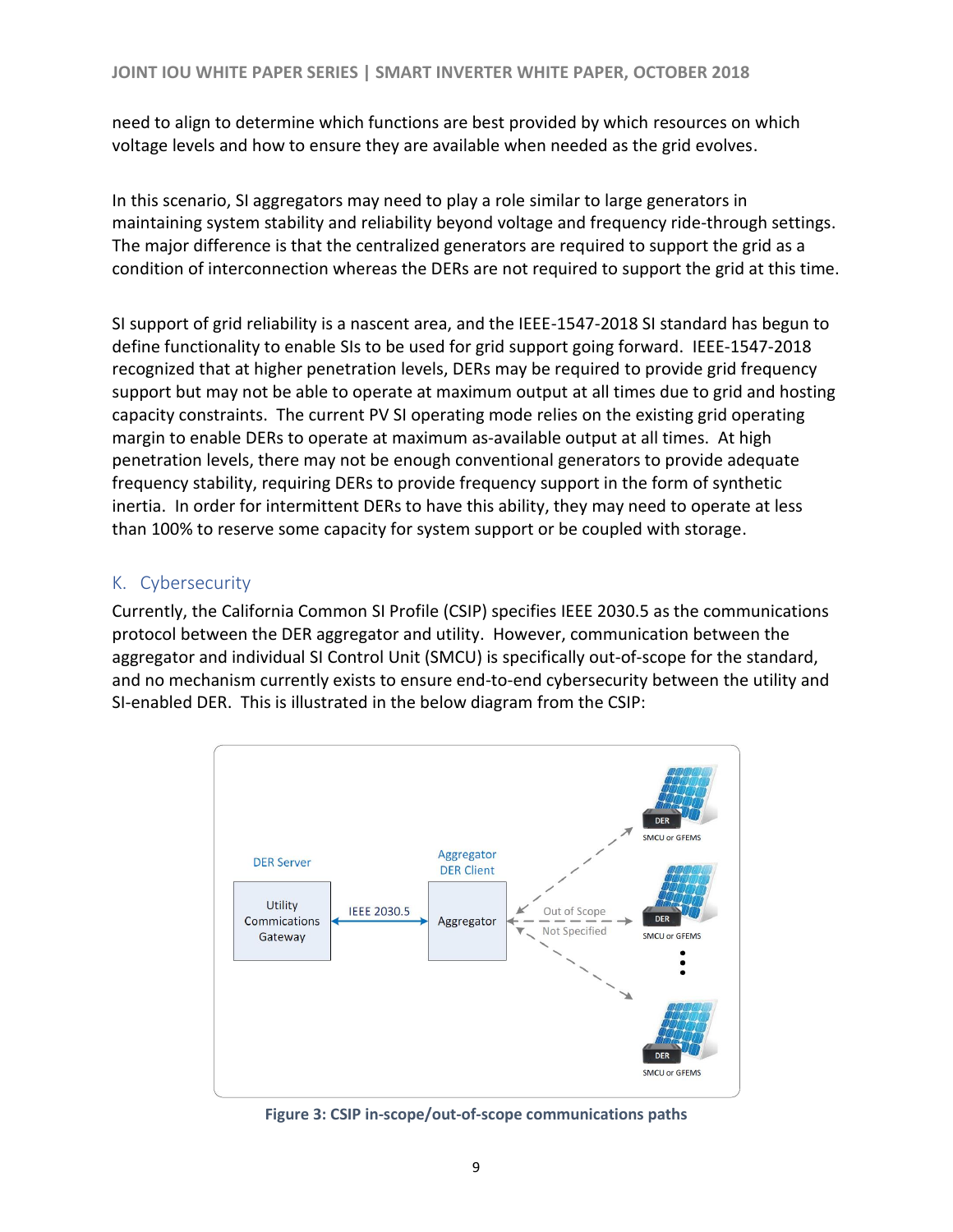need to align to determine which functions are best provided by which resources on which voltage levels and how to ensure they are available when needed as the grid evolves.

In this scenario, SI aggregators may need to play a role similar to large generators in maintaining system stability and reliability beyond voltage and frequency ride-through settings. The major difference is that the centralized generators are required to support the grid as a condition of interconnection whereas the DERs are not required to support the grid at this time.

SI support of grid reliability is a nascent area, and the IEEE-1547-2018 SI standard has begun to define functionality to enable SIs to be used for grid support going forward. IEEE-1547-2018 recognized that at higher penetration levels, DERs may be required to provide grid frequency support but may not be able to operate at maximum output at all times due to grid and hosting capacity constraints. The current PV SI operating mode relies on the existing grid operating margin to enable DERs to operate at maximum as-available output at all times. At high penetration levels, there may not be enough conventional generators to provide adequate frequency stability, requiring DERs to provide frequency support in the form of synthetic inertia. In order for intermittent DERs to have this ability, they may need to operate at less than 100% to reserve some capacity for system support or be coupled with storage.

## K. Cybersecurity

Currently, the California Common SI Profile (CSIP) specifies IEEE 2030.5 as the communications protocol between the DER aggregator and utility. However, communication between the aggregator and individual SI Control Unit (SMCU) is specifically out-of-scope for the standard, and no mechanism currently exists to ensure end-to-end cybersecurity between the utility and SI-enabled DER. This is illustrated in the below diagram from the CSIP:

DER Server: Utility Commications Gateway — IEEE 2030.5 — Aggregator DER Client: Aggregator — Out of Scope / Not Specified — DER (SMCU or GFEMS)

**Figure 3: CSIP in-scope/out-of-scope communications paths**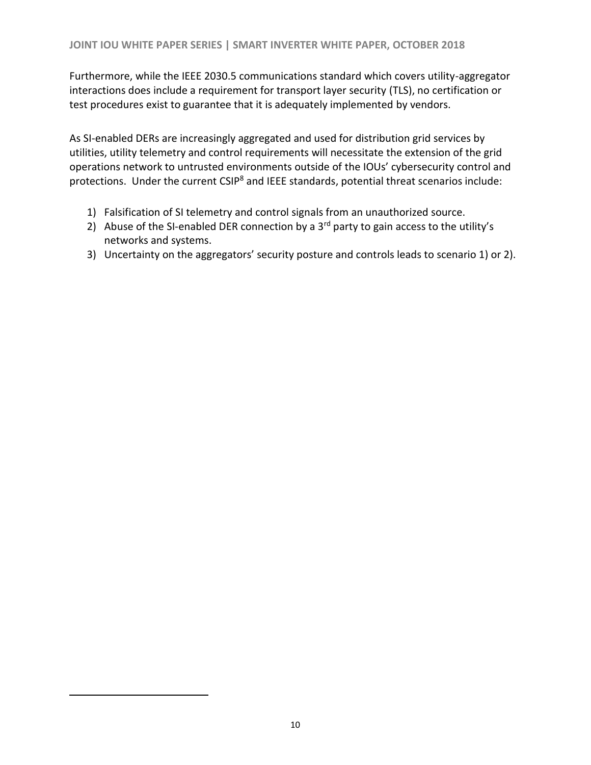Furthermore, while the IEEE 2030.5 communications standard which covers utility-aggregator interactions does include a requirement for transport layer security (TLS), no certification or test procedures exist to guarantee that it is adequately implemented by vendors.

As SI-enabled DERs are increasingly aggregated and used for distribution grid services by utilities, utility telemetry and control requirements will necessitate the extension of the grid operations network to untrusted environments outside of the IOUs' cybersecurity control and protections. Under the current CSIP[8] and IEEE standards, potential threat scenarios include:

1) Falsification of SI telemetry and control signals from an unauthorized source.
2) Abuse of the SI-enabled DER connection by a 3rd party to gain access to the utility's networks and systems.
3) Uncertainty on the aggregators' security posture and controls leads to scenario 1) or 2).